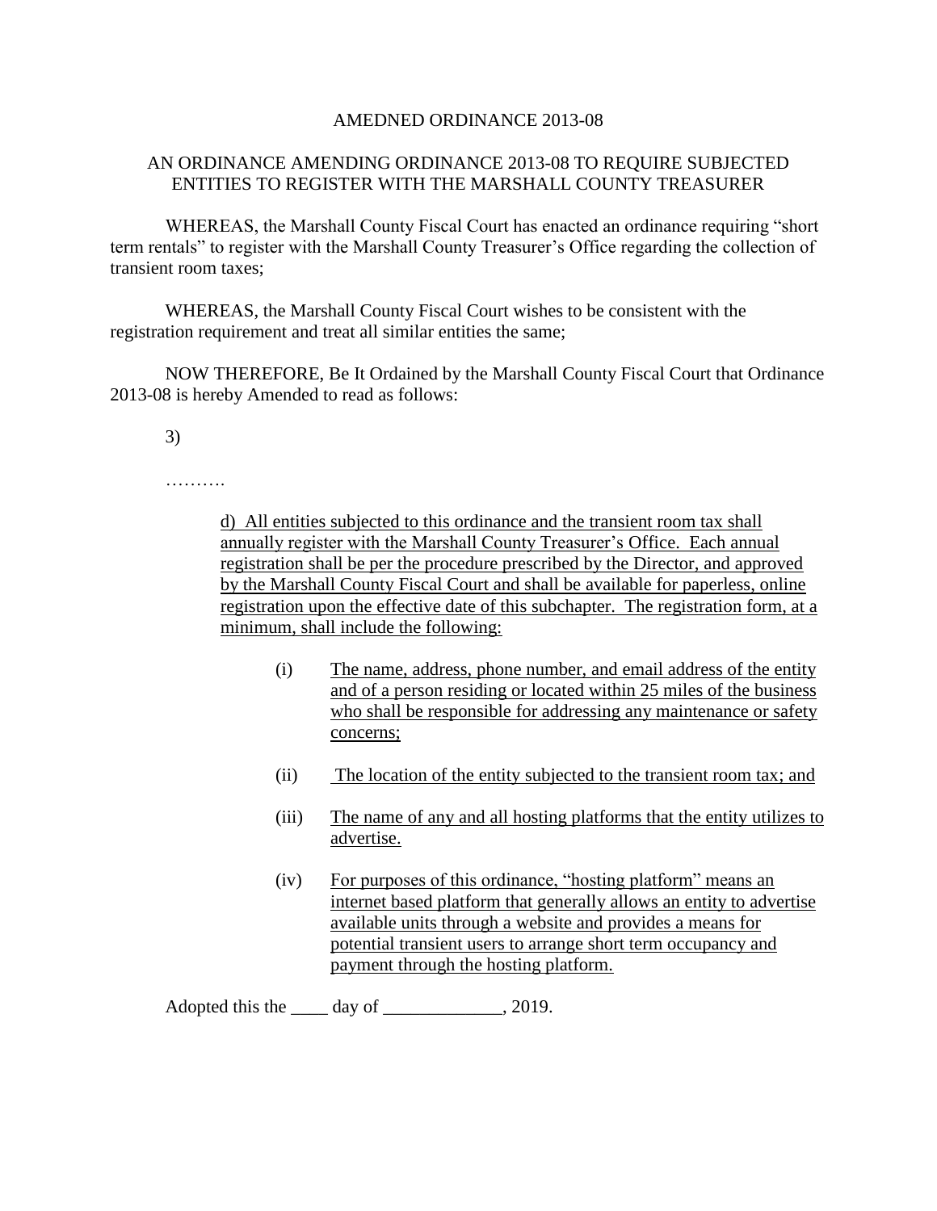AMEDNED ORDINANCE 2013-08

AN ORDINANCE AMENDING ORDINANCE 2013-08 TO REQUIRE SUBJECTED ENTITIES TO REGISTER WITH THE MARSHALL COUNTY TREASURER

WHEREAS, the Marshall County Fiscal Court has enacted an ordinance requiring "short term rentals" to register with the Marshall County Treasurer's Office regarding the collection of transient room taxes;

WHEREAS, the Marshall County Fiscal Court wishes to be consistent with the registration requirement and treat all similar entities the same;

NOW THEREFORE, Be It Ordained by the Marshall County Fiscal Court that Ordinance 2013-08 is hereby Amended to read as follows:

3)

……….

d) All entities subjected to this ordinance and the transient room tax shall annually register with the Marshall County Treasurer's Office. Each annual registration shall be per the procedure prescribed by the Director, and approved by the Marshall County Fiscal Court and shall be available for paperless, online registration upon the effective date of this subchapter. The registration form, at a minimum, shall include the following:

(i) The name, address, phone number, and email address of the entity and of a person residing or located within 25 miles of the business who shall be responsible for addressing any maintenance or safety concerns;

(ii) The location of the entity subjected to the transient room tax; and

(iii) The name of any and all hosting platforms that the entity utilizes to advertise.

(iv) For purposes of this ordinance, "hosting platform" means an internet based platform that generally allows an entity to advertise available units through a website and provides a means for potential transient users to arrange short term occupancy and payment through the hosting platform.

Adopted this the ____ day of _____________, 2019.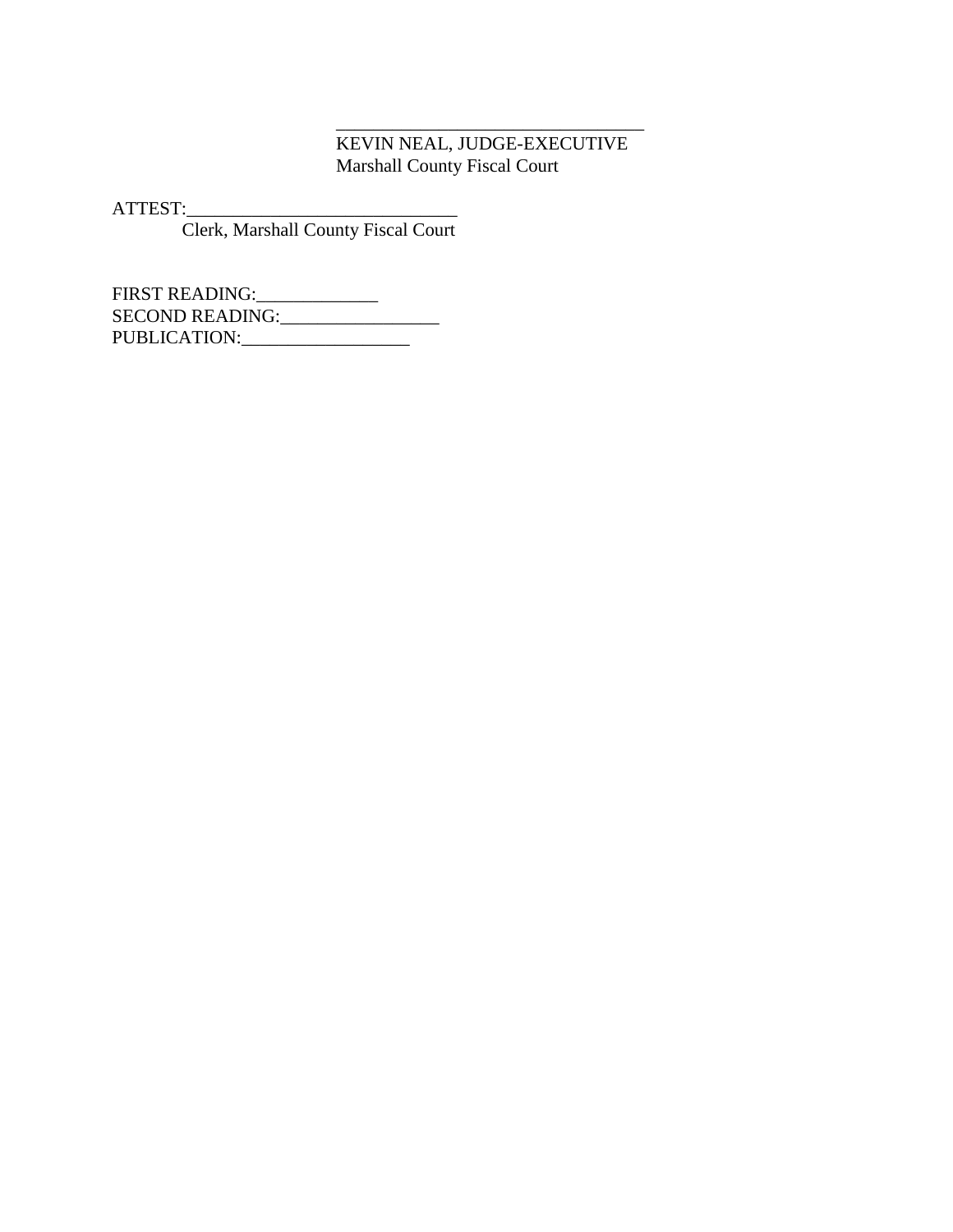\_\_\_\_\_\_\_\_\_\_\_\_\_\_\_\_\_\_\_\_\_\_\_\_\_\_\_\_\_\_\_\_\_\_
KEVIN NEAL, JUDGE-EXECUTIVE
Marshall County Fiscal Court

ATTEST:\_\_\_\_\_\_\_\_\_\_\_\_\_\_\_\_\_\_\_\_\_\_\_\_\_\_\_\_\_\_
Clerk, Marshall County Fiscal Court

FIRST READING:\_\_\_\_\_\_\_\_\_\_\_\_\_
SECOND READING:\_\_\_\_\_\_\_\_\_\_\_\_\_\_\_\_\_
PUBLICATION:\_\_\_\_\_\_\_\_\_\_\_\_\_\_\_\_\_\_